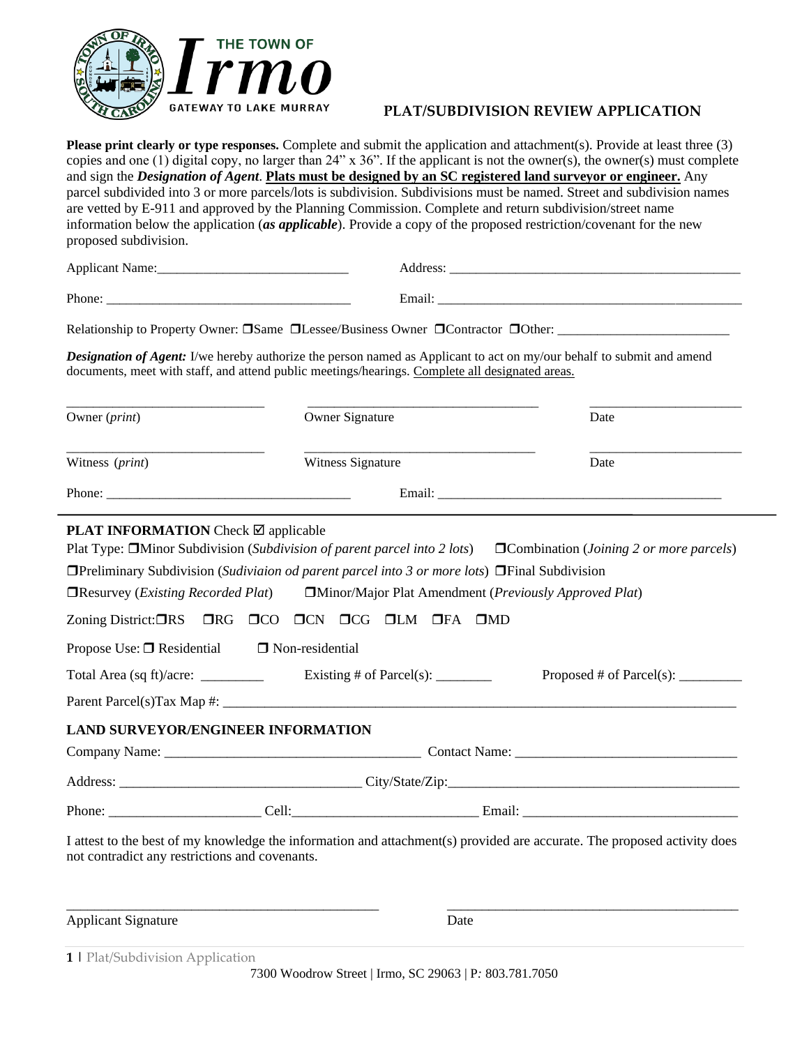THE TOWN OF

# Irmo

GATEWAY TO LAKE MURRAY

## PLAT/SUBDIVISION REVIEW APPLICATION

**Please print clearly or type responses.** Complete and submit the application and attachment(s). Provide at least three (3) copies and one (1) digital copy, no larger than 24" x 36". If the applicant is not the owner(s), the owner(s) must complete and sign the ***Designation of Agent***. **Plats must be designed by an SC registered land surveyor or engineer.** Any parcel subdivided into 3 or more parcels/lots is subdivision. Subdivisions must be named. Street and subdivision names are vetted by E-911 and approved by the Planning Commission. Complete and return subdivision/street name information below the application (***as applicable***). Provide a copy of the proposed restriction/covenant for the new proposed subdivision.

Applicant Name:_____________________________ Address: ____________________________________________

Phone: ____________________________________ Email: _______________________________________________

Relationship to Property Owner: ❒Same ❒Lessee/Business Owner ❒Contractor ❒Other: __________________________

***Designation of Agent:*** I/we hereby authorize the person named as Applicant to act on my/our behalf to submit and amend documents, meet with staff, and attend public meetings/hearings. Complete all designated areas.

______________________________ ___________________________________ _______________________

Owner (*print*) Owner Signature Date

______________________________ ___________________________________ _______________________

Witness (*print*) Witness Signature Date

Phone: ____________________________________ Email: ___________________________________________

**PLAT INFORMATION** Check ☑ applicable

Plat Type: ❒Minor Subdivision (*Subdivision of parent parcel into 2 lots*) ❒Combination (*Joining 2 or more parcels*)

❒Preliminary Subdivision (*Sudiviaion od parent parcel into 3 or more lots*) ❒Final Subdivision

❒Resurvey (*Existing Recorded Plat*) ❒Minor/Major Plat Amendment (*Previously Approved Plat*)

Zoning District:❒RS ❒RG ❒CO ❒CN ❒CG ❒LM ❒FA ❒MD

Propose Use: ❒ Residential ❒ Non-residential

Total Area (sq ft)/acre: _________ Existing # of Parcel(s): ________ Proposed # of Parcel(s): _________

Parent Parcel(s)Tax Map #: ___________________________________________________________________________

**LAND SURVEYOR/ENGINEER INFORMATION**

Company Name: ____________________________________ Contact Name: ________________________________

Address: __________________________________ City/State/Zip:__________________________________________

Phone: _____________________ Cell:__________________________ Email: ______________________________

I attest to the best of my knowledge the information and attachment(s) provided are accurate. The proposed activity does not contradict any restrictions and covenants.

______________________________________________ ___________________________________________

Applicant Signature Date

7300 Woodrow Street | Irmo, SC 29063 | P: 803.781.7050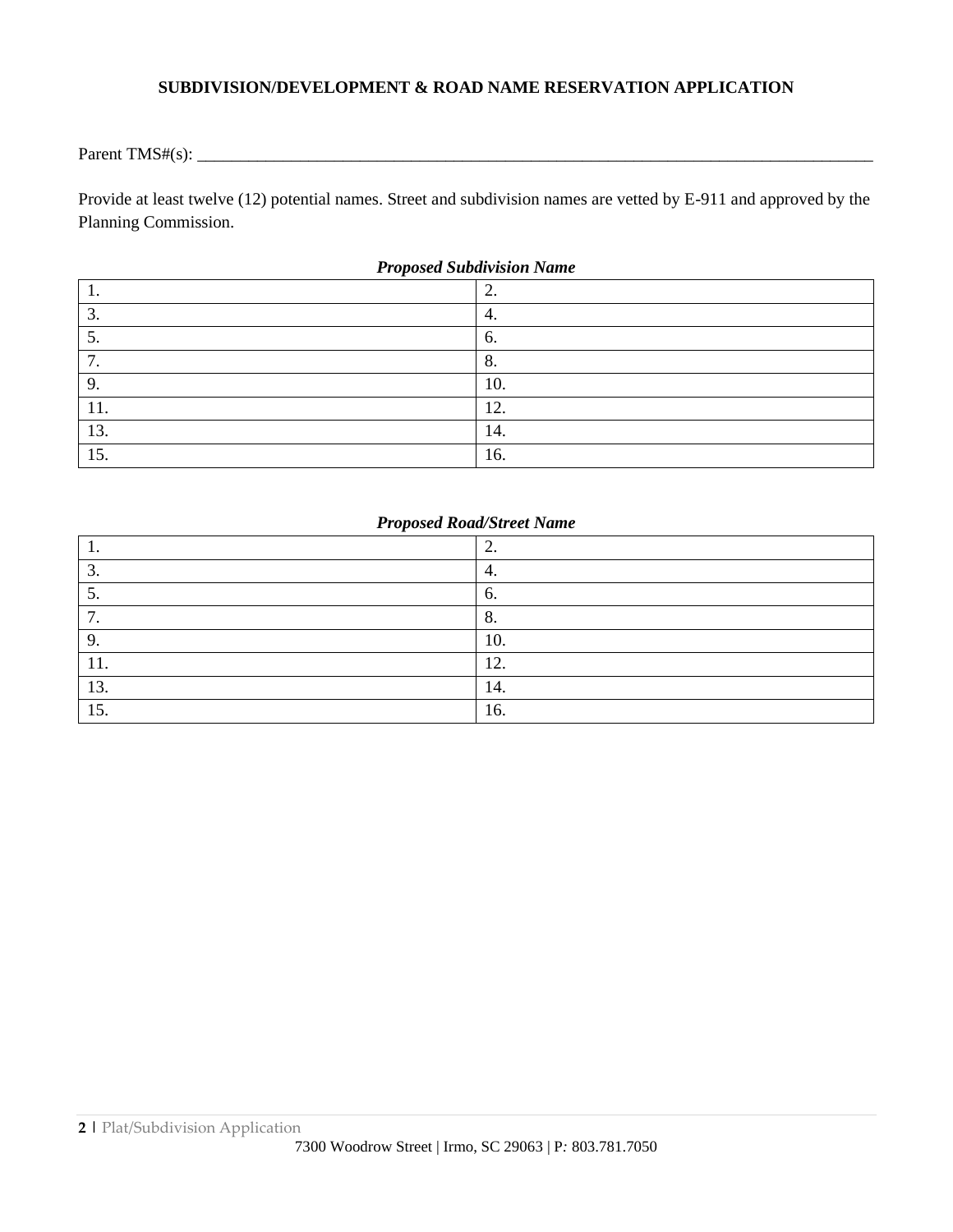**SUBDIVISION/DEVELOPMENT & ROAD NAME RESERVATION APPLICATION**

Parent TMS#(s): ___________________________________________________________________________________

Provide at least twelve (12) potential names. Street and subdivision names are vetted by E-911 and approved by the Planning Commission.

***Proposed Subdivision Name***

| | |
|---|---|
| 1. | 2. |
| 3. | 4. |
| 5. | 6. |
| 7. | 8. |
| 9. | 10. |
| 11. | 12. |
| 13. | 14. |
| 15. | 16. |

***Proposed Road/Street Name***

| | |
|---|---|
| 1. | 2. |
| 3. | 4. |
| 5. | 6. |
| 7. | 8. |
| 9. | 10. |
| 11. | 12. |
| 13. | 14. |
| 15. | 16. |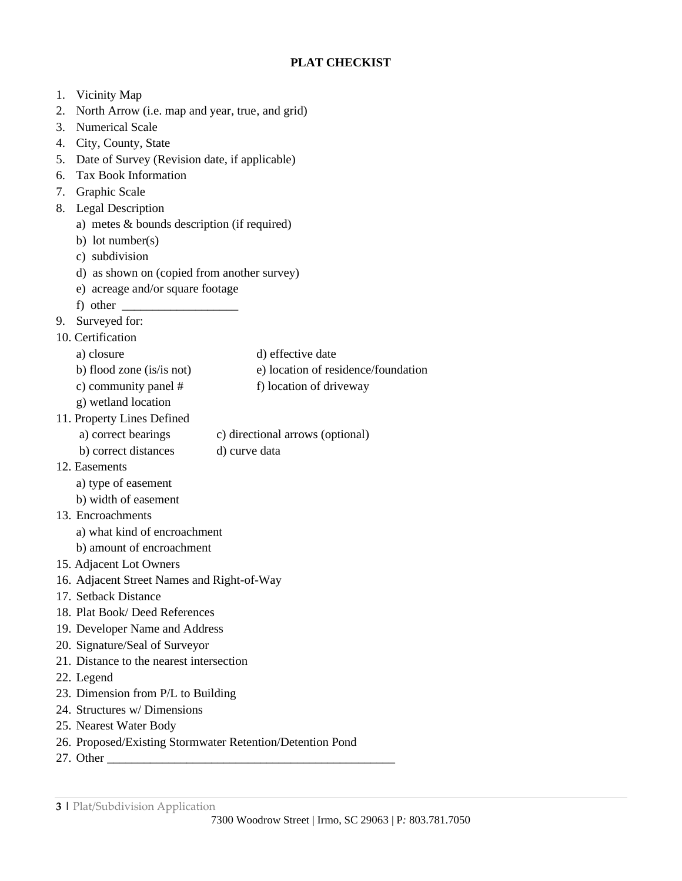**PLAT CHECKIST**

1. Vicinity Map
2. North Arrow (i.e. map and year, true, and grid)
3. Numerical Scale
4. City, County, State
5. Date of Survey (Revision date, if applicable)
6. Tax Book Information
7. Graphic Scale
8. Legal Description
   a) metes & bounds description (if required)
   b) lot number(s)
   c) subdivision
   d) as shown on (copied from another survey)
   e) acreage and/or square footage
   f) other ___________________
9. Surveyed for:
10. Certification
    a) closure
    b) flood zone (is/is not)
    c) community panel #
    d) effective date
    e) location of residence/foundation
    f) location of driveway
    g) wetland location
11. Property Lines Defined
    a) correct bearings
    b) correct distances
    c) directional arrows (optional)
    d) curve data
12. Easements
    a) type of easement
    b) width of easement
13. Encroachments
    a) what kind of encroachment
    b) amount of encroachment

15. Adjacent Lot Owners
16. Adjacent Street Names and Right-of-Way
17. Setback Distance
18. Plat Book/ Deed References
19. Developer Name and Address
20. Signature/Seal of Surveyor
21. Distance to the nearest intersection
22. Legend
23. Dimension from P/L to Building
24. Structures w/ Dimensions
25. Nearest Water Body
26. Proposed/Existing Stormwater Retention/Detention Pond
27. Other ________________________________________________

Plat/Subdivision Application
7300 Woodrow Street | Irmo, SC 29063 | P: 803.781.7050